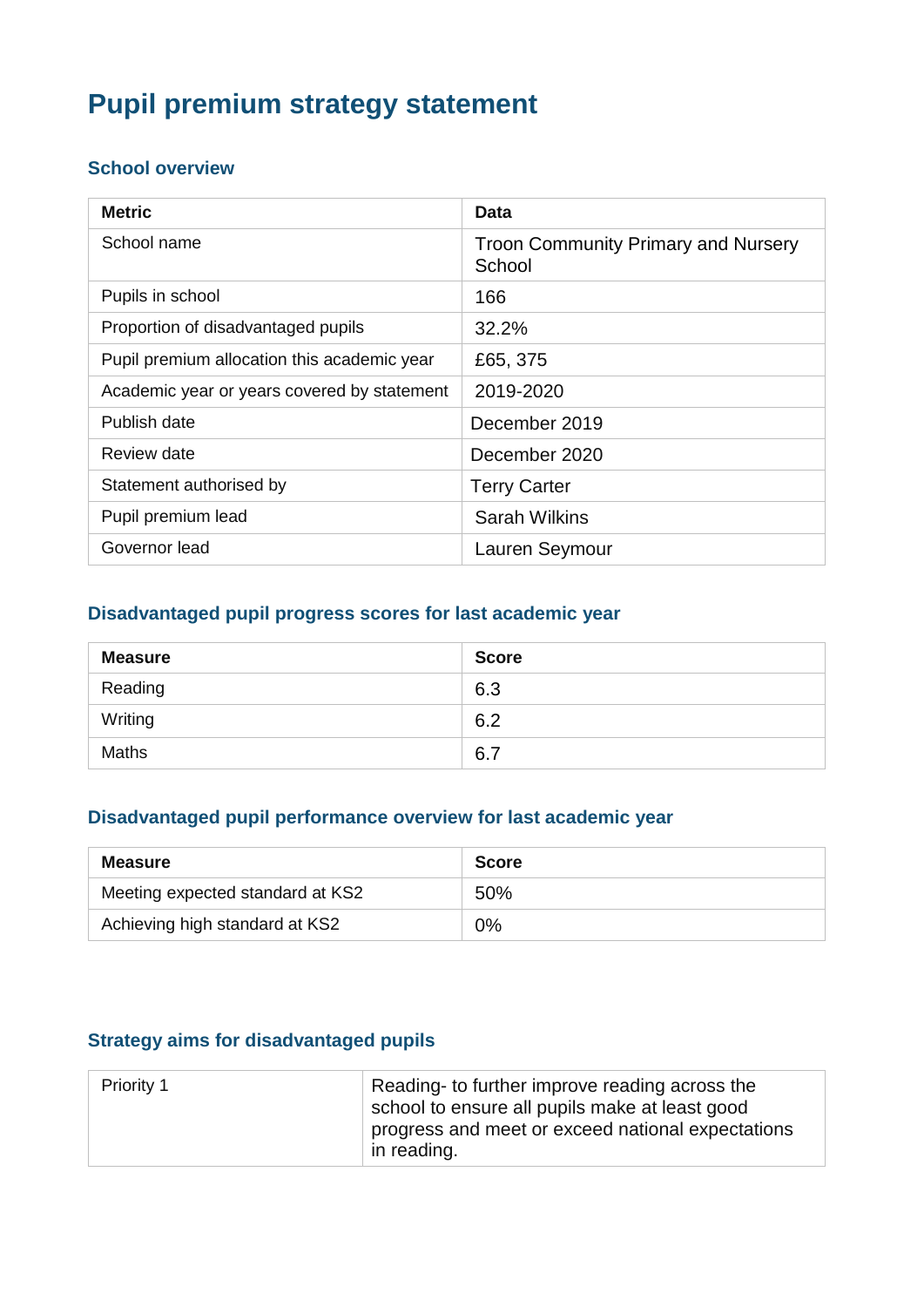# Pupil premium strategy statement

## School overview

| Metric | Data |
| --- | --- |
| School name | Troon Community Primary and Nursery School |
| Pupils in school | 166 |
| Proportion of disadvantaged pupils | 32.2% |
| Pupil premium allocation this academic year | £65, 375 |
| Academic year or years covered by statement | 2019-2020 |
| Publish date | December 2019 |
| Review date | December 2020 |
| Statement authorised by | Terry Carter |
| Pupil premium lead | Sarah Wilkins |
| Governor lead | Lauren Seymour |

## Disadvantaged pupil progress scores for last academic year

| Measure | Score |
| --- | --- |
| Reading | 6.3 |
| Writing | 6.2 |
| Maths | 6.7 |

## Disadvantaged pupil performance overview for last academic year

| Measure | Score |
| --- | --- |
| Meeting expected standard at KS2 | 50% |
| Achieving high standard at KS2 | 0% |

## Strategy aims for disadvantaged pupils

| | |
| --- | --- |
| Priority 1 | Reading- to further improve reading across the school to ensure all pupils make at least good progress and meet or exceed national expectations in reading. |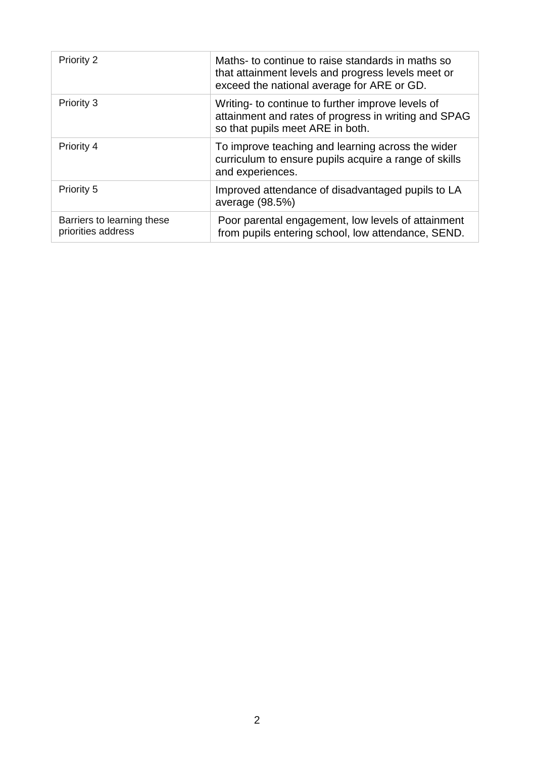| | |
|---|---|
| Priority 2 | Maths- to continue to raise standards in maths so that attainment levels and progress levels meet or exceed the national average for ARE or GD. |
| Priority 3 | Writing- to continue to further improve levels of attainment and rates of progress in writing and SPAG so that pupils meet ARE in both. |
| Priority 4 | To improve teaching and learning across the wider curriculum to ensure pupils acquire a range of skills and experiences. |
| Priority 5 | Improved attendance of disadvantaged pupils to LA average (98.5%) |
| Barriers to learning these priorities address | Poor parental engagement, low levels of attainment from pupils entering school, low attendance, SEND. |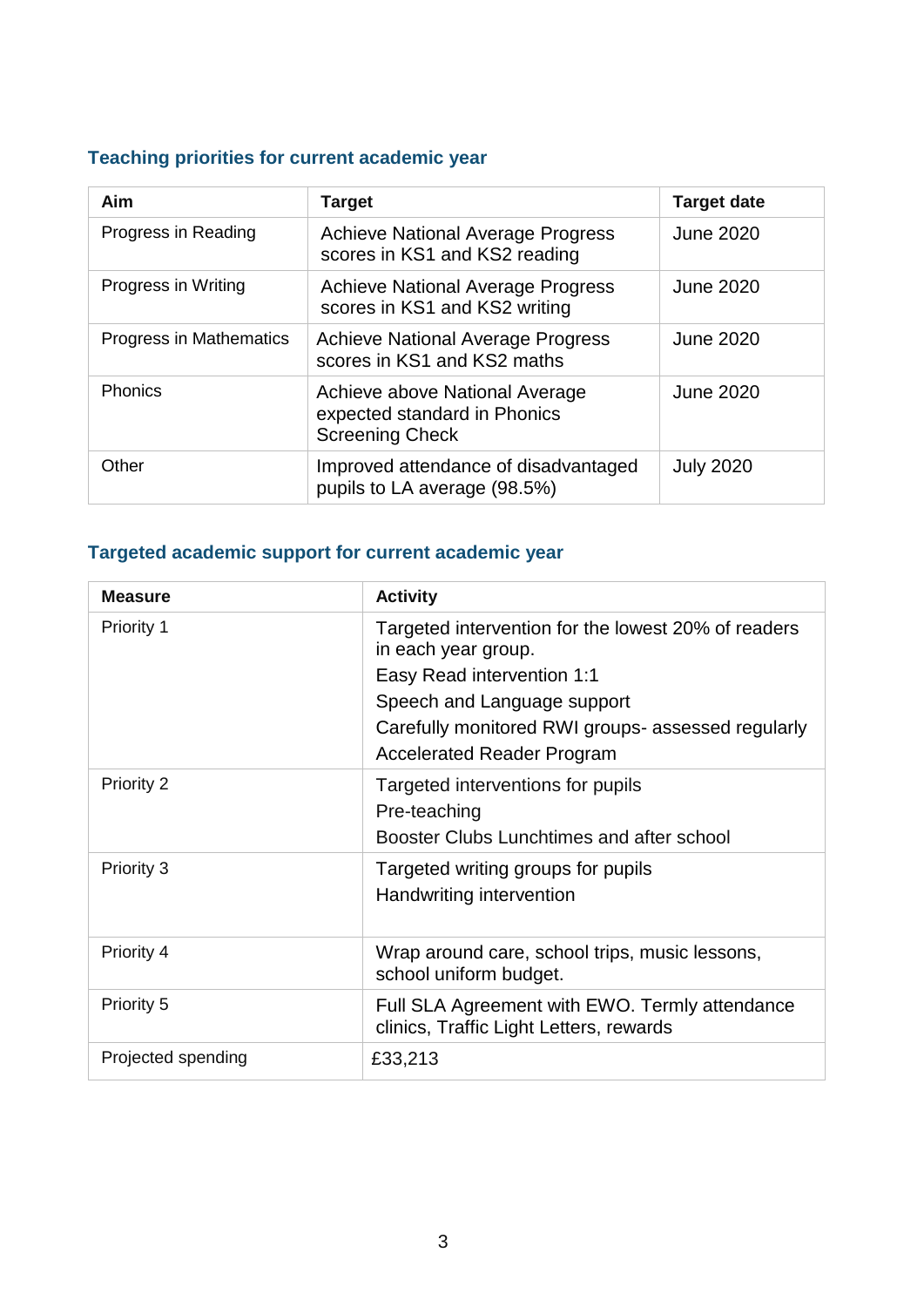### Teaching priorities for current academic year

| Aim | Target | Target date |
| --- | --- | --- |
| Progress in Reading | Achieve National Average Progress scores in KS1 and KS2 reading | June 2020 |
| Progress in Writing | Achieve National Average Progress scores in KS1 and KS2 writing | June 2020 |
| Progress in Mathematics | Achieve National Average Progress scores in KS1 and KS2 maths | June 2020 |
| Phonics | Achieve above National Average expected standard in Phonics Screening Check | June 2020 |
| Other | Improved attendance of disadvantaged pupils to LA average (98.5%) | July 2020 |

### Targeted academic support for current academic year

| Measure | Activity |
| --- | --- |
| Priority 1 | Targeted intervention for the lowest 20% of readers in each year group.<br>Easy Read intervention 1:1<br>Speech and Language support<br>Carefully monitored RWI groups- assessed regularly<br>Accelerated Reader Program |
| Priority 2 | Targeted interventions for pupils<br>Pre-teaching<br>Booster Clubs Lunchtimes and after school |
| Priority 3 | Targeted writing groups for pupils<br>Handwriting intervention |
| Priority 4 | Wrap around care, school trips, music lessons, school uniform budget. |
| Priority 5 | Full SLA Agreement with EWO. Termly attendance clinics, Traffic Light Letters, rewards |
| Projected spending | £33,213 |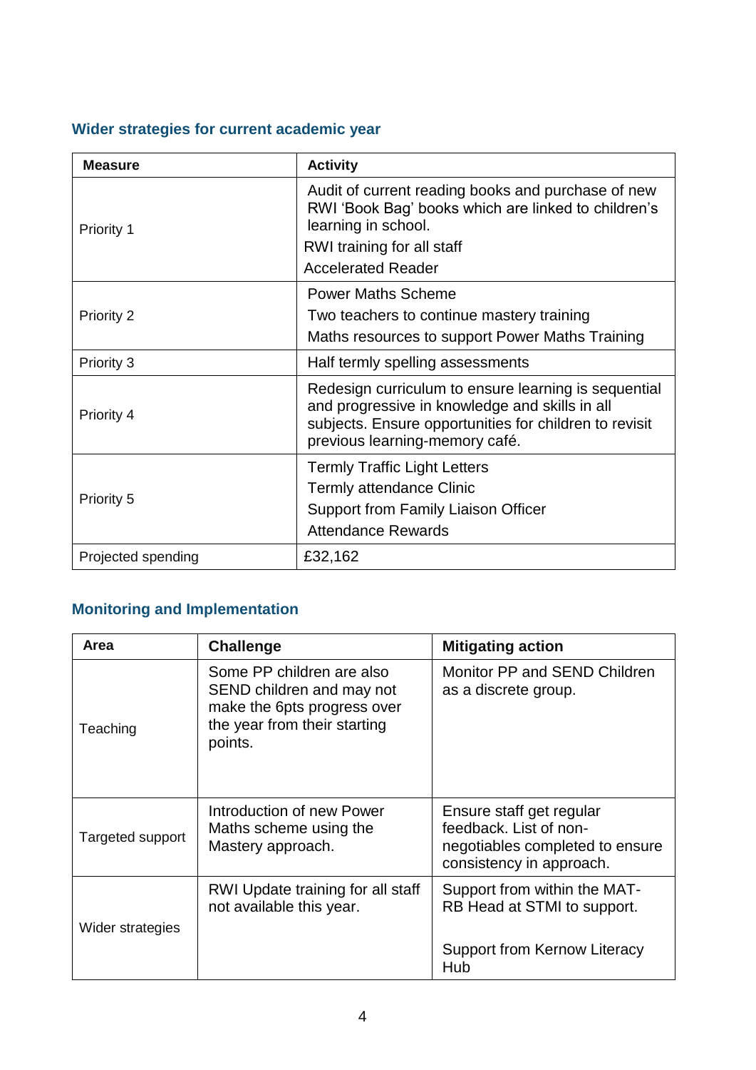## Wider strategies for current academic year

| Measure | Activity |
|---|---|
| Priority 1 | Audit of current reading books and purchase of new RWI 'Book Bag' books which are linked to children's learning in school.<br>RWI training for all staff<br>Accelerated Reader |
| Priority 2 | Power Maths Scheme<br>Two teachers to continue mastery training<br>Maths resources to support Power Maths Training |
| Priority 3 | Half termly spelling assessments |
| Priority 4 | Redesign curriculum to ensure learning is sequential and progressive in knowledge and skills in all subjects. Ensure opportunities for children to revisit previous learning-memory café. |
| Priority 5 | Termly Traffic Light Letters<br>Termly attendance Clinic<br>Support from Family Liaison Officer<br>Attendance Rewards |
| Projected spending | £32,162 |

## Monitoring and Implementation

| Area | Challenge | Mitigating action |
|---|---|---|
| Teaching | Some PP children are also SEND children and may not make the 6pts progress over the year from their starting points. | Monitor PP and SEND Children as a discrete group. |
| Targeted support | Introduction of new Power Maths scheme using the Mastery approach. | Ensure staff get regular feedback. List of non-negotiables completed to ensure consistency in approach. |
| Wider strategies | RWI Update training for all staff not available this year. | Support from within the MAT-RB Head at STMI to support.<br><br>Support from Kernow Literacy Hub |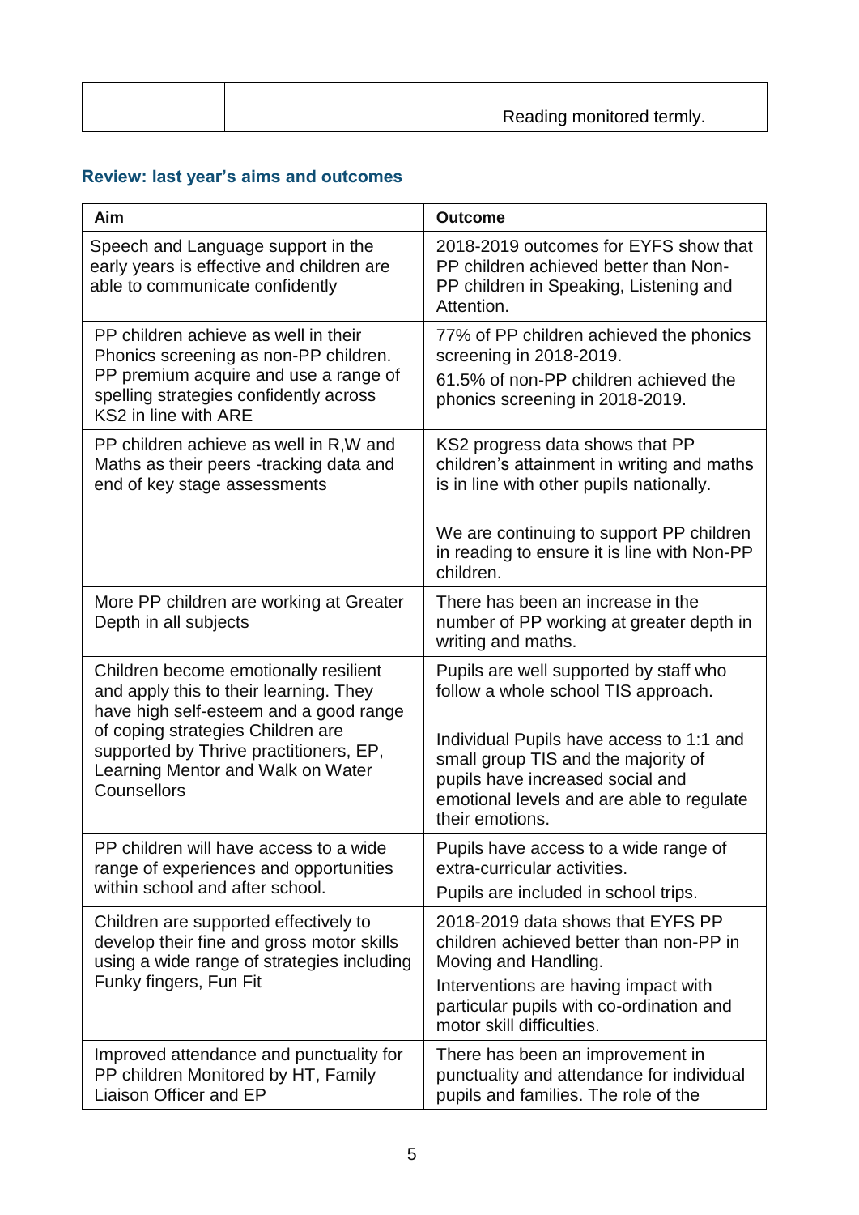| | | |
|---|---|---|
| | | Reading monitored termly. |

## Review: last year's aims and outcomes

| Aim | Outcome |
|---|---|
| Speech and Language support in the early years is effective and children are able to communicate confidently | 2018-2019 outcomes for EYFS show that PP children achieved better than Non-PP children in Speaking, Listening and Attention. |
| PP children achieve as well in their Phonics screening as non-PP children. PP premium acquire and use a range of spelling strategies confidently across KS2 in line with ARE | 77% of PP children achieved the phonics screening in 2018-2019. 61.5% of non-PP children achieved the phonics screening in 2018-2019. |
| PP children achieve as well in R,W and Maths as their peers -tracking data and end of key stage assessments | KS2 progress data shows that PP children's attainment in writing and maths is in line with other pupils nationally. We are continuing to support PP children in reading to ensure it is line with Non-PP children. |
| More PP children are working at Greater Depth in all subjects | There has been an increase in the number of PP working at greater depth in writing and maths. |
| Children become emotionally resilient and apply this to their learning. They have high self-esteem and a good range of coping strategies Children are supported by Thrive practitioners, EP, Learning Mentor and Walk on Water Counsellors | Pupils are well supported by staff who follow a whole school TIS approach. Individual Pupils have access to 1:1 and small group TIS and the majority of pupils have increased social and emotional levels and are able to regulate their emotions. |
| PP children will have access to a wide range of experiences and opportunities within school and after school. | Pupils have access to a wide range of extra-curricular activities. Pupils are included in school trips. |
| Children are supported effectively to develop their fine and gross motor skills using a wide range of strategies including Funky fingers, Fun Fit | 2018-2019 data shows that EYFS PP children achieved better than non-PP in Moving and Handling. Interventions are having impact with particular pupils with co-ordination and motor skill difficulties. |
| Improved attendance and punctuality for PP children Monitored by HT, Family Liaison Officer and EP | There has been an improvement in punctuality and attendance for individual pupils and families. The role of the |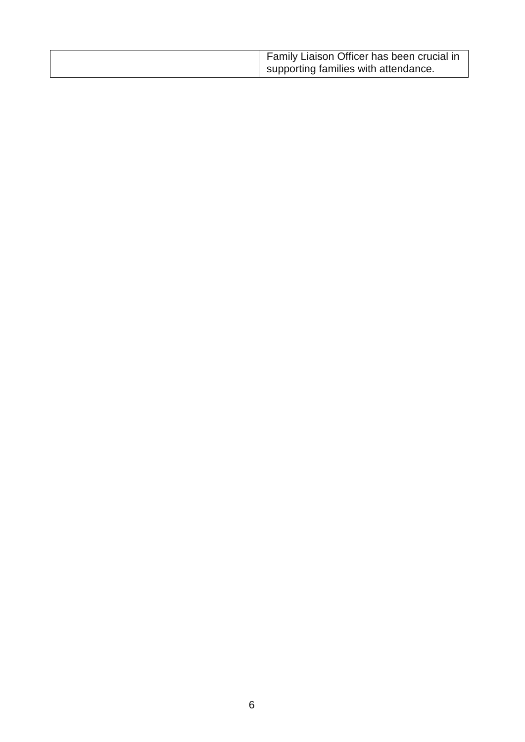| | |
|---|---|
| | Family Liaison Officer has been crucial in supporting families with attendance. |